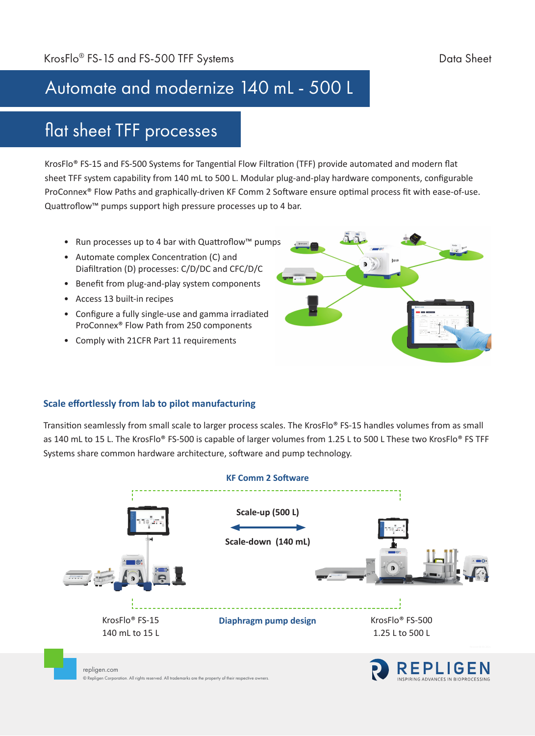# Automate and modernize 140 mL - 500 L flat sheet TFF processes

KrosFlo® FS-15 and FS-500 Systems for Tangential Flow Filtration (TFF) provide automated and modern flat sheet TFF system capability from 140 mL to 500 L. Modular plug-and-play hardware components, configurable ProConnex® Flow Paths and graphically-driven KF Comm 2 Software ensure optimal process fit with ease-of-use. Quattroflow™ pumps support high pressure processes up to 4 bar.

- Run processes up to 4 bar with Quattroflow™ pumps
- Automate complex Concentration (C) and Diafiltration (D) processes: C/D/DC and CFC/D/C
- Benefit from plug-and-play system components
- Access 13 built-in recipes
- Configure a fully single-use and gamma irradiated ProConnex® Flow Path from 250 components
- Comply with 21CFR Part 11 requirements

## Scale effortlessly from lab to pilot manufacturing

Transition seamlessly from small scale to larger process scales. The KrosFlo® FS-15 handles volumes from as small as 140 mL to 15 L. The KrosFlo® FS-500 is capable of larger volumes from 1.25 L to 500 L These two KrosFlo® FS TFF Systems share common hardware architecture, software and pump technology.

**KF Comm 2 Software**

**Scale-up (500 L)**

**Scale-down (140 mL)**

KrosFlo® FS-15
140 mL to 15 L

**Diaphragm pump design**

KrosFlo® FS-500
1.25 L to 500 L

repligen.com
© Repligen Corporation. All rights reserved. All trademarks are the property of their respective owners.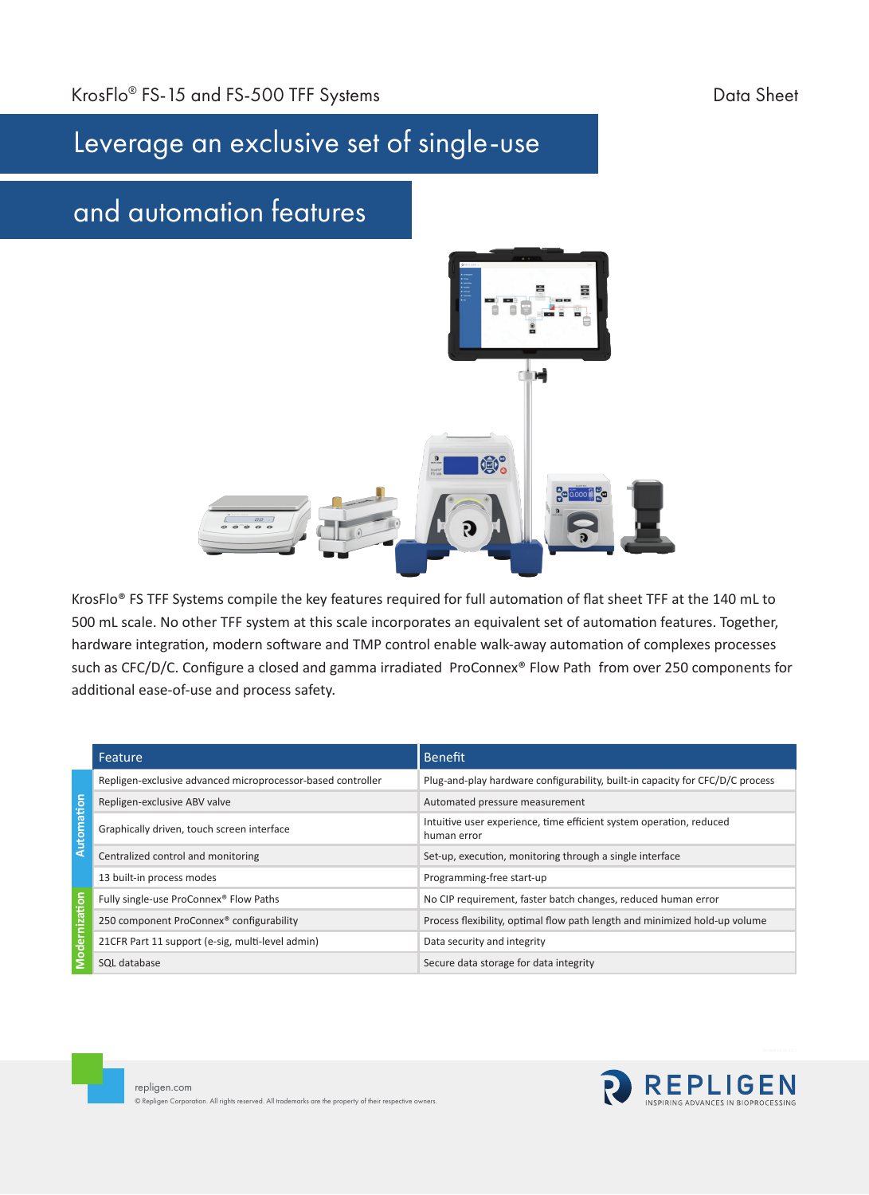# Leverage an exclusive set of single-use and automation features

KrosFlo® FS TFF Systems compile the key features required for full automation of flat sheet TFF at the 140 mL to 500 mL scale. No other TFF system at this scale incorporates an equivalent set of automation features. Together, hardware integration, modern software and TMP control enable walk-away automation of complexes processes such as CFC/D/C. Configure a closed and gamma irradiated ProConnex® Flow Path from over 250 components for additional ease-of-use and process safety.

| | Feature | Benefit |
|---|---|---|
| Automation | Repligen-exclusive advanced microprocessor-based controller | Plug-and-play hardware configurability, built-in capacity for CFC/D/C process |
| | Repligen-exclusive ABV valve | Automated pressure measurement |
| | Graphically driven, touch screen interface | Intuitive user experience, time efficient system operation, reduced human error |
| | Centralized control and monitoring | Set-up, execution, monitoring through a single interface |
| | 13 built-in process modes | Programming-free start-up |
| Modernization | Fully single-use ProConnex® Flow Paths | No CIP requirement, faster batch changes, reduced human error |
| | 250 component ProConnex® configurability | Process flexibility, optimal flow path length and minimized hold-up volume |
| | 21CFR Part 11 support (e-sig, multi-level admin) | Data security and integrity |
| | SQL database | Secure data storage for data integrity |

repligen.com

© Repligen Corporation. All rights reserved. All trademarks are the property of their respective owners.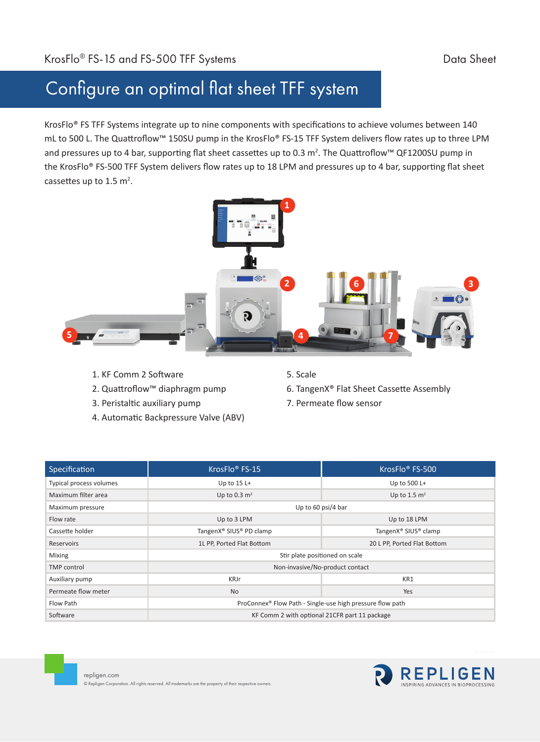# Configure an optimal flat sheet TFF system

KrosFlo® FS TFF Systems integrate up to nine components with specifications to achieve volumes between 140 mL to 500 L. The Quattroflow™ 150SU pump in the KrosFlo® FS-15 TFF System delivers flow rates up to three LPM and pressures up to 4 bar, supporting flat sheet cassettes up to 0.3 m². The Quattroflow™ QF1200SU pump in the KrosFlo® FS-500 TFF System delivers flow rates up to 18 LPM and pressures up to 4 bar, supporting flat sheet cassettes up to 1.5 m².

1. KF Comm 2 Software
2. Quattroflow™ diaphragm pump
3. Peristaltic auxiliary pump
4. Automatic Backpressure Valve (ABV)
5. Scale
6. TangenX® Flat Sheet Cassette Assembly
7. Permeate flow sensor

| Specification | KrosFlo® FS-15 | KrosFlo® FS-500 |
|---|---|---|
| Typical process volumes | Up to 15 L+ | Up to 500 L+ |
| Maximum filter area | Up to 0.3 m² | Up to 1.5 m² |
| Maximum pressure | Up to 60 psi/4 bar | |
| Flow rate | Up to 3 LPM | Up to 18 LPM |
| Cassette holder | TangenX® SIUS® PD clamp | TangenX® SIUS® clamp |
| Reservoirs | 1L PP, Ported Flat Bottom | 20 L PP, Ported Flat Bottom |
| Mixing | Stir plate positioned on scale | |
| TMP control | Non-invasive/No-product contact | |
| Auxiliary pump | KRJr | KR1 |
| Permeate flow meter | No | Yes |
| Flow Path | ProConnex® Flow Path - Single-use high pressure flow path | |
| Software | KF Comm 2 with optional 21CFR part 11 package | |

repligen.com

© Repligen Corporation. All rights reserved. All trademarks are the property of their respective owners.

REPLIGEN
INSPIRING ADVANCES IN BIOPROCESSING